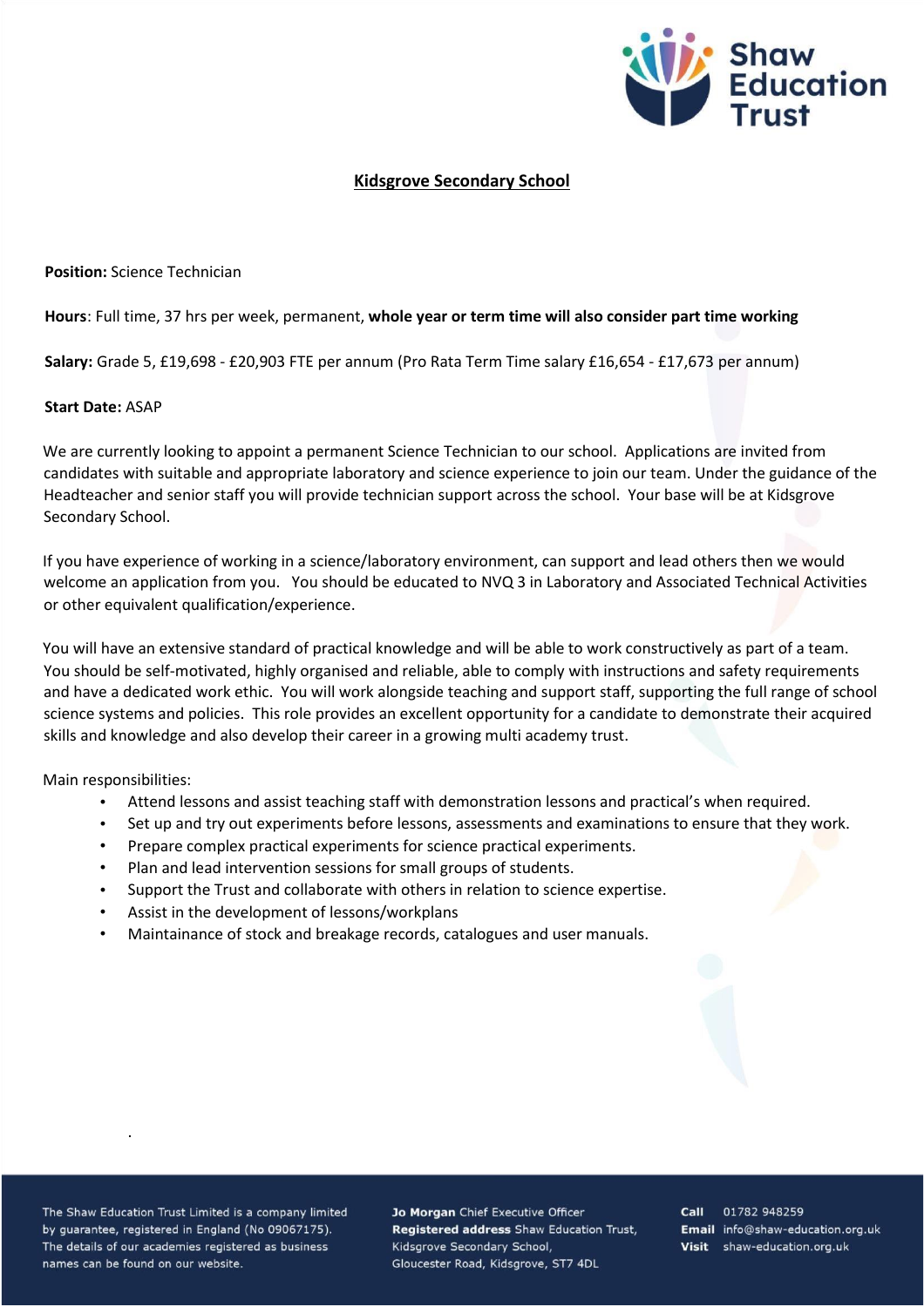## Kidsgrove Secondary School

**Position:** Science Technician

**Hours**: Full time, 37 hrs per week, permanent, **whole year or term time will also consider part time working**

**Salary:** Grade 5, £19,698 - £20,903 FTE per annum (Pro Rata Term Time salary £16,654 - £17,673 per annum)

**Start Date:** ASAP

We are currently looking to appoint a permanent Science Technician to our school. Applications are invited from candidates with suitable and appropriate laboratory and science experience to join our team. Under the guidance of the Headteacher and senior staff you will provide technician support across the school. Your base will be at Kidsgrove Secondary School.

If you have experience of working in a science/laboratory environment, can support and lead others then we would welcome an application from you. You should be educated to NVQ 3 in Laboratory and Associated Technical Activities or other equivalent qualification/experience.

You will have an extensive standard of practical knowledge and will be able to work constructively as part of a team. You should be self-motivated, highly organised and reliable, able to comply with instructions and safety requirements and have a dedicated work ethic. You will work alongside teaching and support staff, supporting the full range of school science systems and policies. This role provides an excellent opportunity for a candidate to demonstrate their acquired skills and knowledge and also develop their career in a growing multi academy trust.

Main responsibilities:

- Attend lessons and assist teaching staff with demonstration lessons and practical's when required.
- Set up and try out experiments before lessons, assessments and examinations to ensure that they work.
- Prepare complex practical experiments for science practical experiments.
- Plan and lead intervention sessions for small groups of students.
- Support the Trust and collaborate with others in relation to science expertise.
- Assist in the development of lessons/workplans
- Maintainance of stock and breakage records, catalogues and user manuals.

.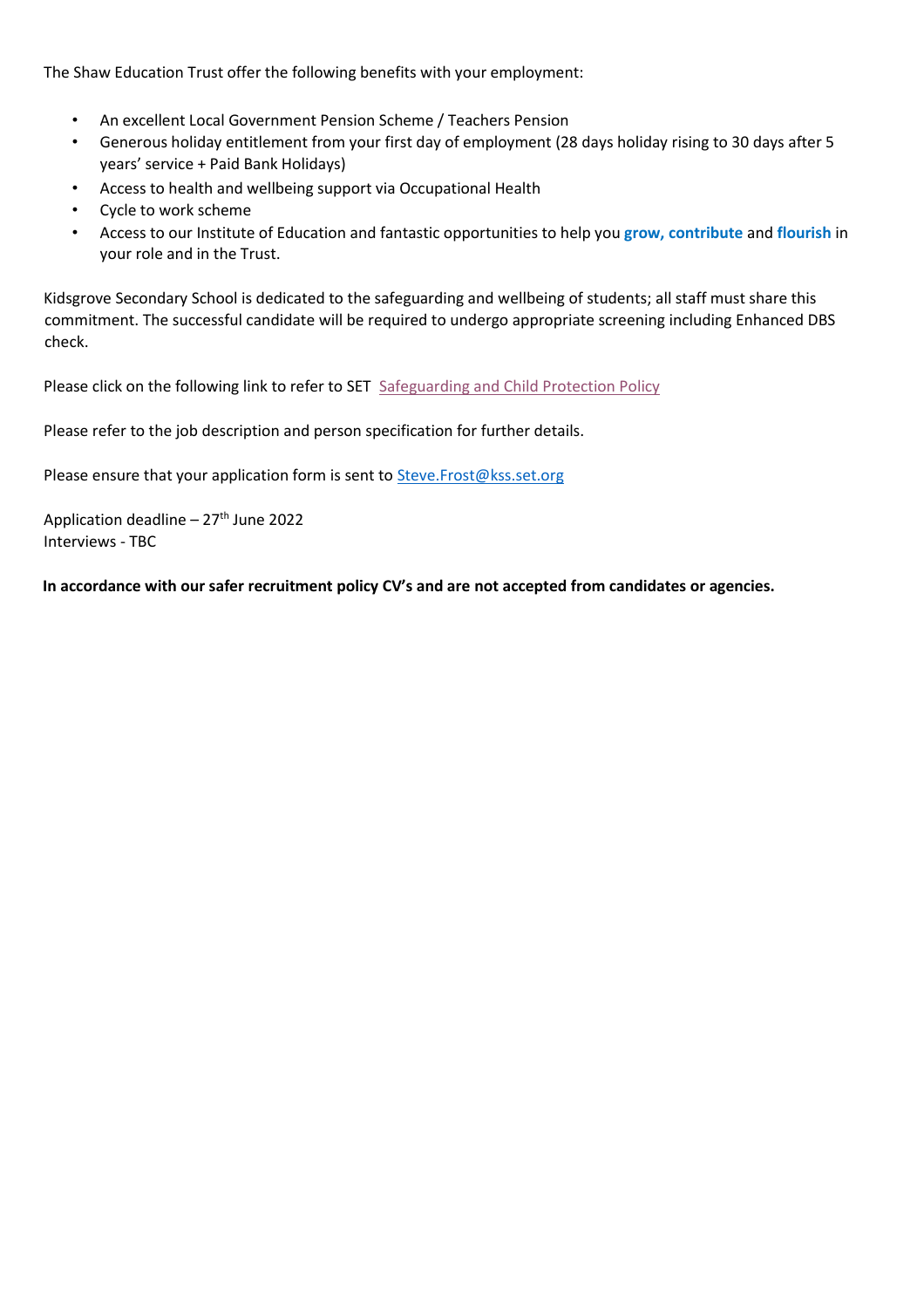The Shaw Education Trust offer the following benefits with your employment:

- An excellent Local Government Pension Scheme / Teachers Pension
- Generous holiday entitlement from your first day of employment (28 days holiday rising to 30 days after 5 years' service + Paid Bank Holidays)
- Access to health and wellbeing support via Occupational Health
- Cycle to work scheme
- Access to our Institute of Education and fantastic opportunities to help you **grow, contribute** and **flourish** in your role and in the Trust.

Kidsgrove Secondary School is dedicated to the safeguarding and wellbeing of students; all staff must share this commitment. The successful candidate will be required to undergo appropriate screening including Enhanced DBS check.

Please click on the following link to refer to SET Safeguarding and Child Protection Policy

Please refer to the job description and person specification for further details.

Please ensure that your application form is sent to Steve.Frost@kss.set.org

Application deadline – 27th June 2022
Interviews - TBC

**In accordance with our safer recruitment policy CV's and are not accepted from candidates or agencies.**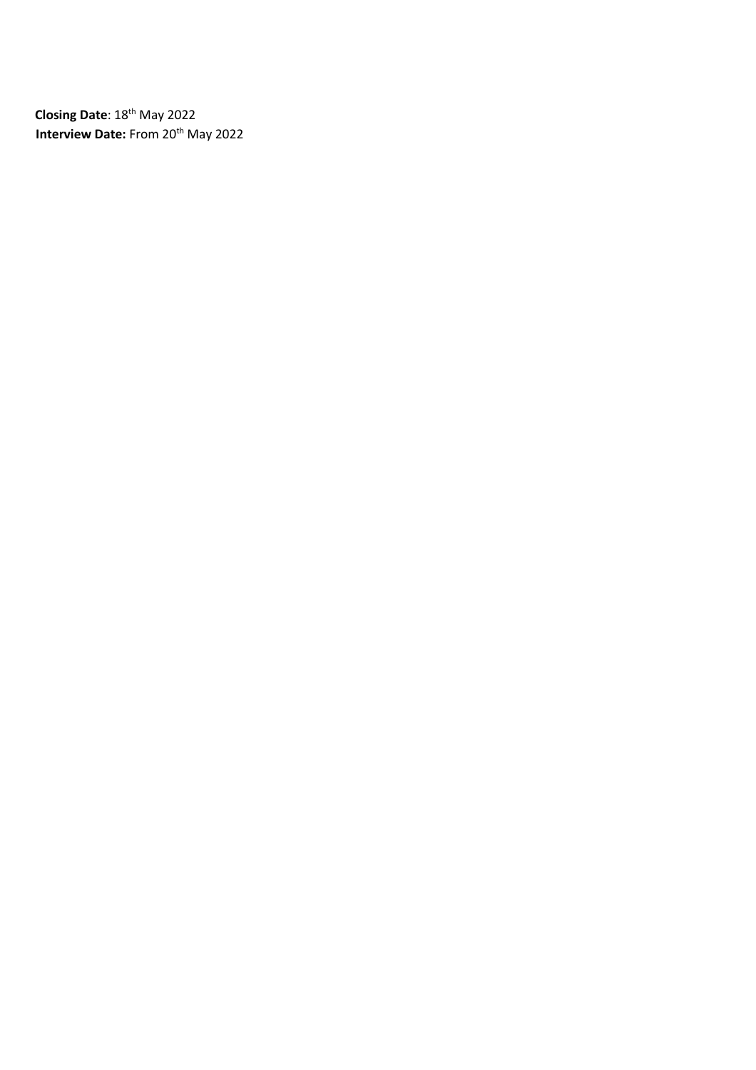**Closing Date**: 18th May 2022

**Interview Date:** From 20th May 2022